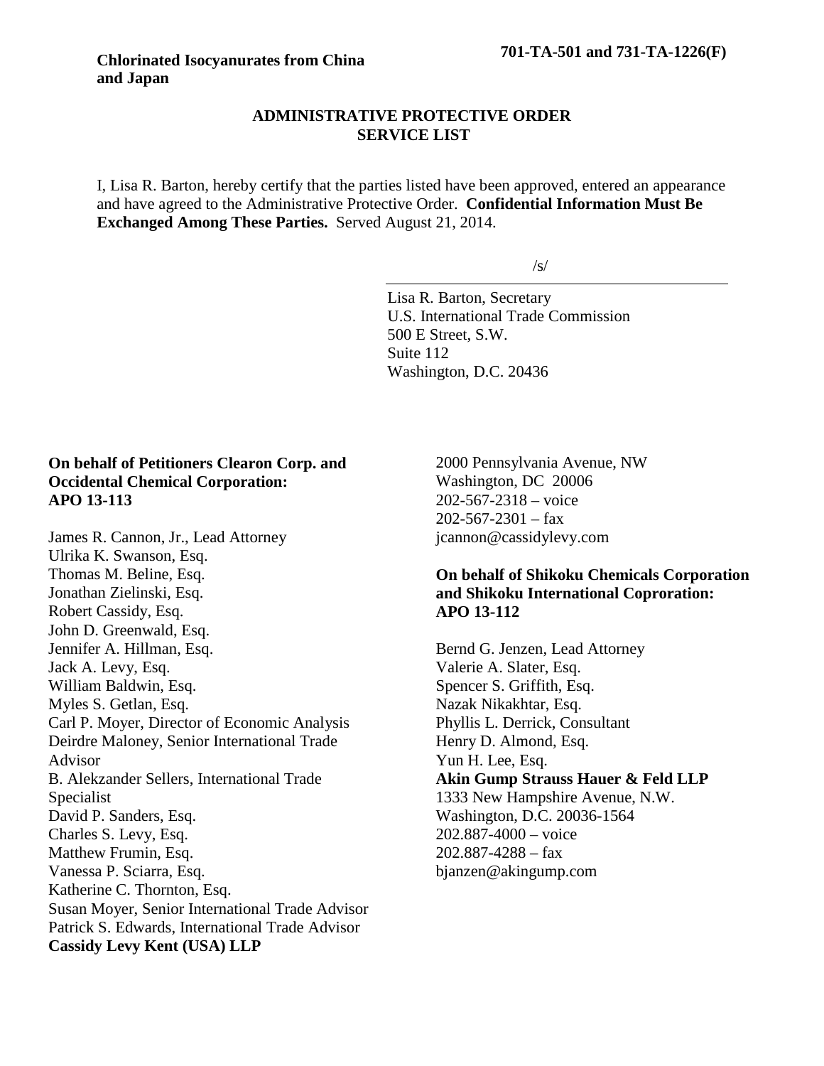**Chlorinated Isocyanurates from China and Japan**

**701-TA-501 and 731-TA-1226(F)**

**ADMINISTRATIVE PROTECTIVE ORDER SERVICE LIST**

I, Lisa R. Barton, hereby certify that the parties listed have been approved, entered an appearance and have agreed to the Administrative Protective Order. **Confidential Information Must Be Exchanged Among These Parties.** Served August 21, 2014.

/s/

Lisa R. Barton, Secretary
U.S. International Trade Commission
500 E Street, S.W.
Suite 112
Washington, D.C. 20436

**On behalf of Petitioners Clearon Corp. and Occidental Chemical Corporation:**
**APO 13-113**

James R. Cannon, Jr., Lead Attorney
Ulrika K. Swanson, Esq.
Thomas M. Beline, Esq.
Jonathan Zielinski, Esq.
Robert Cassidy, Esq.
John D. Greenwald, Esq.
Jennifer A. Hillman, Esq.
Jack A. Levy, Esq.
William Baldwin, Esq.
Myles S. Getlan, Esq.
Carl P. Moyer, Director of Economic Analysis
Deirdre Maloney, Senior International Trade Advisor
B. Alekzander Sellers, International Trade Specialist
David P. Sanders, Esq.
Charles S. Levy, Esq.
Matthew Frumin, Esq.
Vanessa P. Sciarra, Esq.
Katherine C. Thornton, Esq.
Susan Moyer, Senior International Trade Advisor
Patrick S. Edwards, International Trade Advisor
**Cassidy Levy Kent (USA) LLP**
2000 Pennsylvania Avenue, NW
Washington, DC 20006
202-567-2318 – voice
202-567-2301 – fax
jcannon@cassidylevy.com

**On behalf of Shikoku Chemicals Corporation and Shikoku International Coproration:**
**APO 13-112**

Bernd G. Jenzen, Lead Attorney
Valerie A. Slater, Esq.
Spencer S. Griffith, Esq.
Nazak Nikakhtar, Esq.
Phyllis L. Derrick, Consultant
Henry D. Almond, Esq.
Yun H. Lee, Esq.
**Akin Gump Strauss Hauer & Feld LLP**
1333 New Hampshire Avenue, N.W.
Washington, D.C. 20036-1564
202.887-4000 – voice
202.887-4288 – fax
bjanzen@akingump.com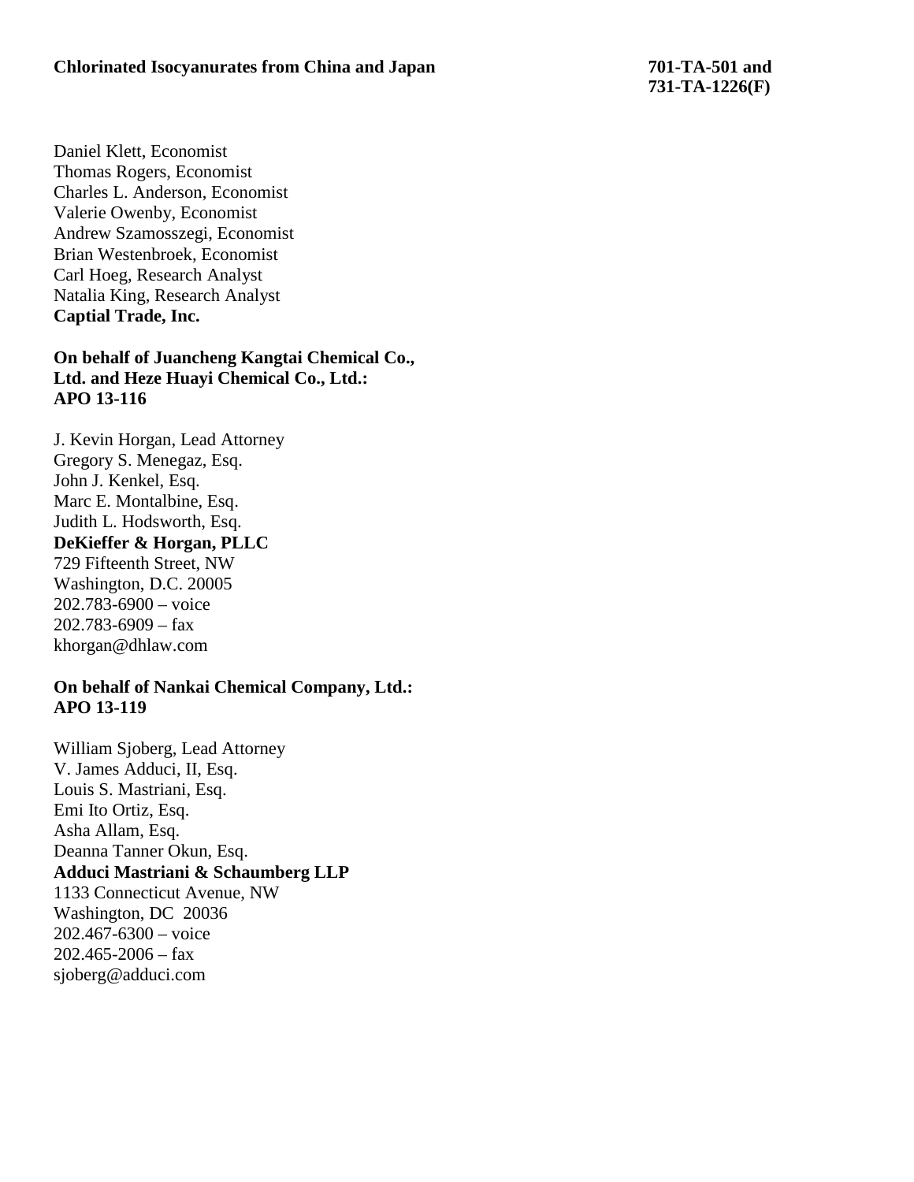Daniel Klett, Economist
Thomas Rogers, Economist
Charles L. Anderson, Economist
Valerie Owenby, Economist
Andrew Szamosszegi, Economist
Brian Westenbroek, Economist
Carl Hoeg, Research Analyst
Natalia King, Research Analyst
**Captial Trade, Inc.**

**On behalf of Juancheng Kangtai Chemical Co., Ltd. and Heze Huayi Chemical Co., Ltd.: APO 13-116**

J. Kevin Horgan, Lead Attorney
Gregory S. Menegaz, Esq.
John J. Kenkel, Esq.
Marc E. Montalbine, Esq.
Judith L. Hodsworth, Esq.
**DeKieffer & Horgan, PLLC**
729 Fifteenth Street, NW
Washington, D.C. 20005
202.783-6900 – voice
202.783-6909 – fax
khorgan@dhlaw.com

**On behalf of Nankai Chemical Company, Ltd.: APO 13-119**

William Sjoberg, Lead Attorney
V. James Adduci, II, Esq.
Louis S. Mastriani, Esq.
Emi Ito Ortiz, Esq.
Asha Allam, Esq.
Deanna Tanner Okun, Esq.
**Adduci Mastriani & Schaumberg LLP**
1133 Connecticut Avenue, NW
Washington, DC 20036
202.467-6300 – voice
202.465-2006 – fax
sjoberg@adduci.com